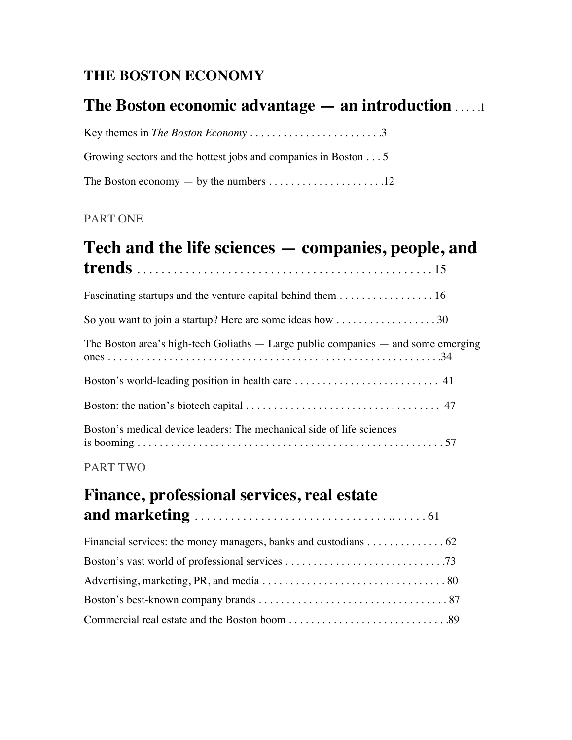# THE BOSTON ECONOMY

## The Boston economic advantage — an introduction . . . . .1

Key themes in *The Boston Economy* . . . . . . . . . . . . . . . . . . . . . . . .3

Growing sectors and the hottest jobs and companies in Boston . . . 5

The Boston economy — by the numbers . . . . . . . . . . . . . . . . . . . . .12

PART ONE

## Tech and the life sciences — companies, people, and trends . . . . . . . . . . . . . . . . . . . . . . . . . . . . . . . . . . . . . . . . . . . . . . . 15

Fascinating startups and the venture capital behind them . . . . . . . . . . . . . . . . . 16

So you want to join a startup? Here are some ideas how . . . . . . . . . . . . . . . . . . 30

The Boston area's high-tech Goliaths — Large public companies — and some emerging ones . . . . . . . . . . . . . . . . . . . . . . . . . . . . . . . . . . . . . . . . . . . . . . . . . . . . . . . . . . .34

Boston's world-leading position in health care . . . . . . . . . . . . . . . . . . . . . . . . . . 41

Boston: the nation's biotech capital . . . . . . . . . . . . . . . . . . . . . . . . . . . . . . . . . . . 47

Boston's medical device leaders: The mechanical side of life sciences is booming . . . . . . . . . . . . . . . . . . . . . . . . . . . . . . . . . . . . . . . . . . . . . . . . . . . . . 57

PART TWO

## Finance, professional services, real estate and marketing . . . . . . . . . . . . . . . . . . . . . . . . . . . . . . . . . .. . . . . . 61

Financial services: the money managers, banks and custodians . . . . . . . . . . . . . . 62

Boston's vast world of professional services . . . . . . . . . . . . . . . . . . . . . . . . . . . . .73

Advertising, marketing, PR, and media . . . . . . . . . . . . . . . . . . . . . . . . . . . . . . . . . 80

Boston's best-known company brands . . . . . . . . . . . . . . . . . . . . . . . . . . . . . . . . . . 87

Commercial real estate and the Boston boom . . . . . . . . . . . . . . . . . . . . . . . . . . . . .89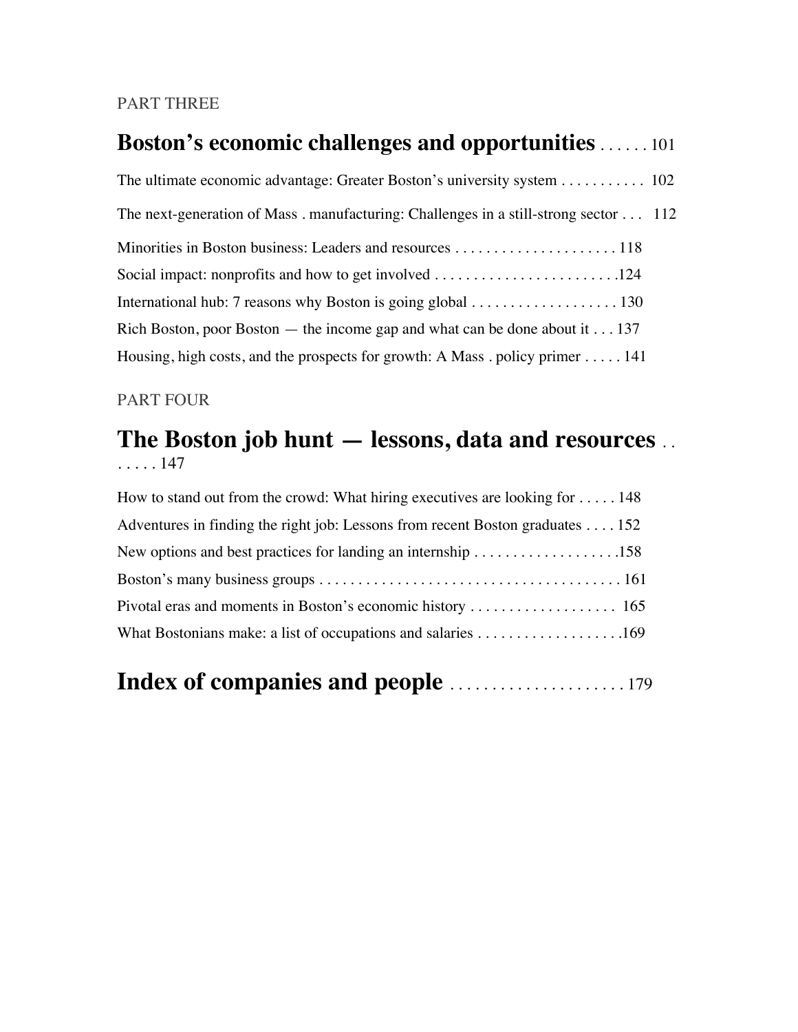PART THREE

## Boston's economic challenges and opportunities . . . . . . 101

The ultimate economic advantage: Greater Boston's university system . . . . . . . . . . . 102

The next-generation of Mass . manufacturing: Challenges in a still-strong sector . . . 112

Minorities in Boston business: Leaders and resources . . . . . . . . . . . . . . . . . . . . . . 118

Social impact: nonprofits and how to get involved . . . . . . . . . . . . . . . . . . . . . . . . .124

International hub: 7 reasons why Boston is going global . . . . . . . . . . . . . . . . . . . 130

Rich Boston, poor Boston — the income gap and what can be done about it . . . 137

Housing, high costs, and the prospects for growth: A Mass . policy primer . . . . . 141

PART FOUR

## The Boston job hunt — lessons, data and resources . . . . . . . 147

How to stand out from the crowd: What hiring executives are looking for . . . . . 148

Adventures in finding the right job: Lessons from recent Boston graduates . . . . 152

New options and best practices for landing an internship . . . . . . . . . . . . . . . . . . .158

Boston's many business groups . . . . . . . . . . . . . . . . . . . . . . . . . . . . . . . . . . . . . . . 161

Pivotal eras and moments in Boston's economic history . . . . . . . . . . . . . . . . . . . 165

What Bostonians make: a list of occupations and salaries . . . . . . . . . . . . . . . . . . .169

## Index of companies and people . . . . . . . . . . . . . . . . . . . . . 179